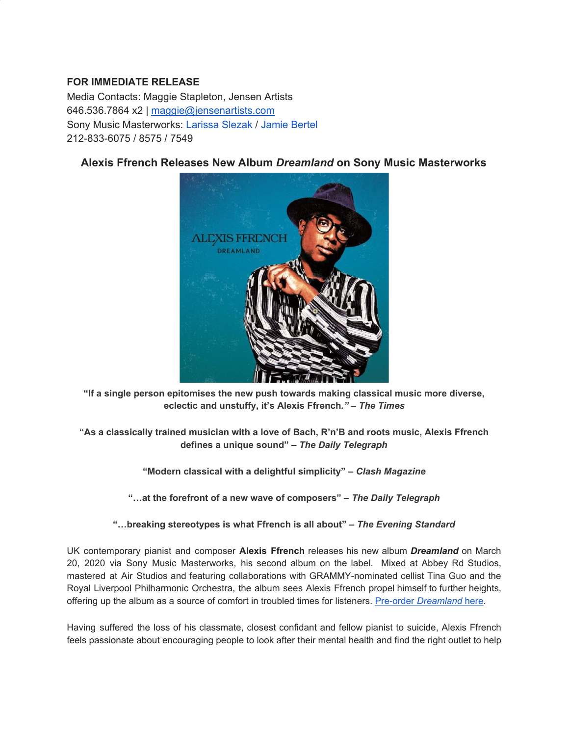**FOR IMMEDIATE RELEASE**
Media Contacts: Maggie Stapleton, Jensen Artists
646.536.7864 x2 | maggie@jensenartists.com
Sony Music Masterworks: Larissa Slezak / Jamie Bertel
212-833-6075 / 8575 / 7549

## Alexis Ffrench Releases New Album *Dreamland* on Sony Music Masterworks

**"If a single person epitomises the new push towards making classical music more diverse, eclectic and unstuffy, it's Alexis Ffrench." – *The Times***

**"As a classically trained musician with a love of Bach, R'n'B and roots music, Alexis Ffrench defines a unique sound" – *The Daily Telegraph***

**"Modern classical with a delightful simplicity" – *Clash Magazine***

**"…at the forefront of a new wave of composers" – *The Daily Telegraph***

**"…breaking stereotypes is what Ffrench is all about" – *The Evening Standard***

UK contemporary pianist and composer **Alexis Ffrench** releases his new album ***Dreamland*** on March 20, 2020 via Sony Music Masterworks, his second album on the label. Mixed at Abbey Rd Studios, mastered at Air Studios and featuring collaborations with GRAMMY-nominated cellist Tina Guo and the Royal Liverpool Philharmonic Orchestra, the album sees Alexis Ffrench propel himself to further heights, offering up the album as a source of comfort in troubled times for listeners. Pre-order *Dreamland* here.

Having suffered the loss of his classmate, closest confidant and fellow pianist to suicide, Alexis Ffrench feels passionate about encouraging people to look after their mental health and find the right outlet to help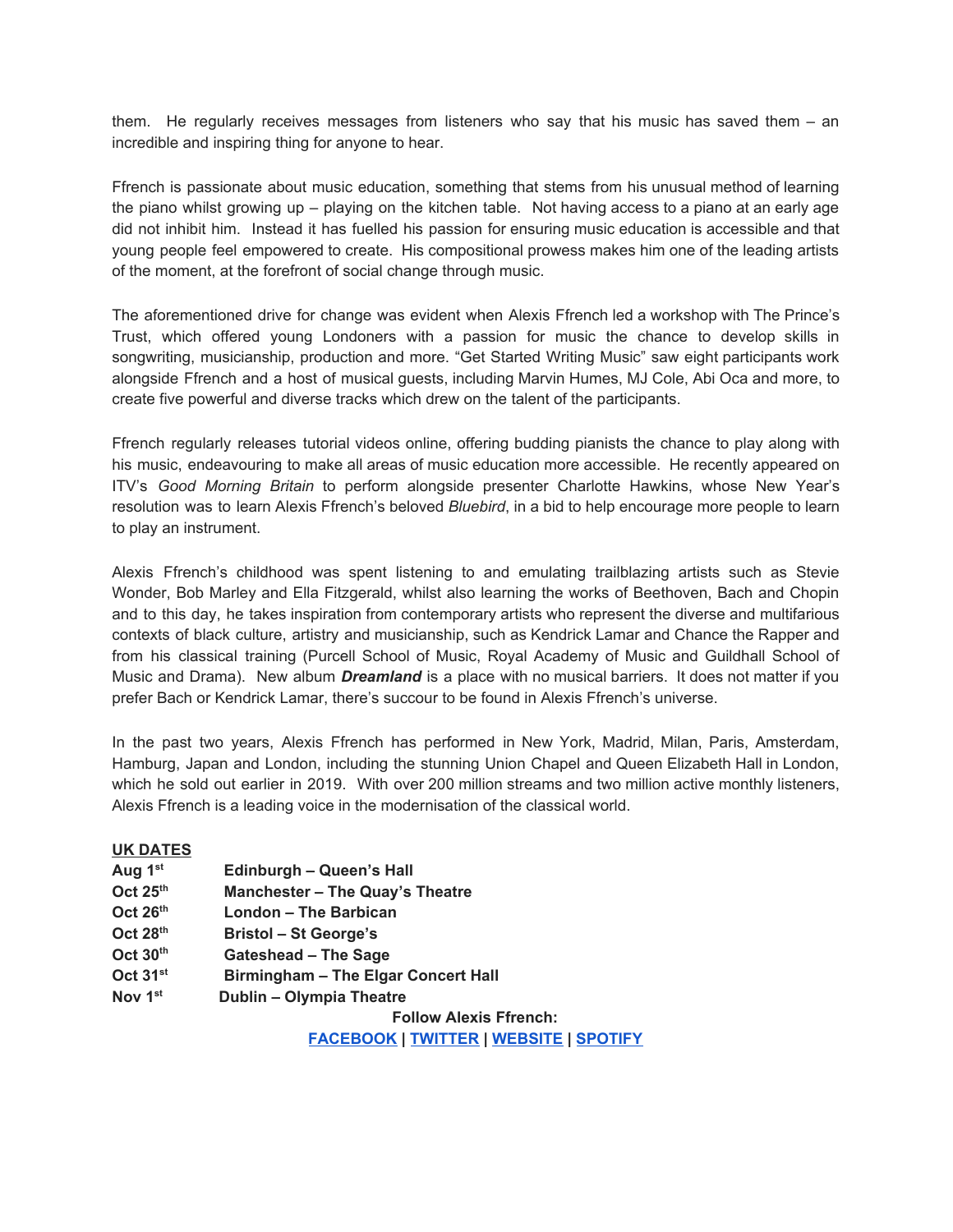them. He regularly receives messages from listeners who say that his music has saved them – an incredible and inspiring thing for anyone to hear.

Ffrench is passionate about music education, something that stems from his unusual method of learning the piano whilst growing up – playing on the kitchen table. Not having access to a piano at an early age did not inhibit him. Instead it has fuelled his passion for ensuring music education is accessible and that young people feel empowered to create. His compositional prowess makes him one of the leading artists of the moment, at the forefront of social change through music.

The aforementioned drive for change was evident when Alexis Ffrench led a workshop with The Prince's Trust, which offered young Londoners with a passion for music the chance to develop skills in songwriting, musicianship, production and more. "Get Started Writing Music" saw eight participants work alongside Ffrench and a host of musical guests, including Marvin Humes, MJ Cole, Abi Oca and more, to create five powerful and diverse tracks which drew on the talent of the participants.

Ffrench regularly releases tutorial videos online, offering budding pianists the chance to play along with his music, endeavouring to make all areas of music education more accessible. He recently appeared on ITV's *Good Morning Britain* to perform alongside presenter Charlotte Hawkins, whose New Year's resolution was to learn Alexis Ffrench's beloved *Bluebird*, in a bid to help encourage more people to learn to play an instrument.

Alexis Ffrench's childhood was spent listening to and emulating trailblazing artists such as Stevie Wonder, Bob Marley and Ella Fitzgerald, whilst also learning the works of Beethoven, Bach and Chopin and to this day, he takes inspiration from contemporary artists who represent the diverse and multifarious contexts of black culture, artistry and musicianship, such as Kendrick Lamar and Chance the Rapper and from his classical training (Purcell School of Music, Royal Academy of Music and Guildhall School of Music and Drama). New album ***Dreamland*** is a place with no musical barriers. It does not matter if you prefer Bach or Kendrick Lamar, there's succour to be found in Alexis Ffrench's universe.

In the past two years, Alexis Ffrench has performed in New York, Madrid, Milan, Paris, Amsterdam, Hamburg, Japan and London, including the stunning Union Chapel and Queen Elizabeth Hall in London, which he sold out earlier in 2019. With over 200 million streams and two million active monthly listeners, Alexis Ffrench is a leading voice in the modernisation of the classical world.

**UK DATES**

| | |
|---|---|
| **Aug 1st** | **Edinburgh – Queen's Hall** |
| **Oct 25th** | **Manchester – The Quay's Theatre** |
| **Oct 26th** | **London – The Barbican** |
| **Oct 28th** | **Bristol – St George's** |
| **Oct 30th** | **Gateshead – The Sage** |
| **Oct 31st** | **Birmingham – The Elgar Concert Hall** |
| **Nov 1st** | **Dublin – Olympia Theatre** |

**Follow Alexis Ffrench:**

**FACEBOOK | TWITTER | WEBSITE | SPOTIFY**